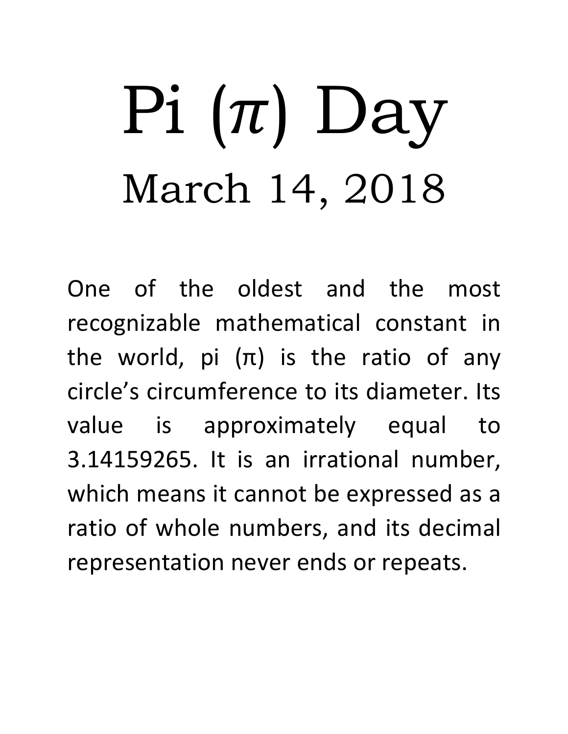# Pi ($\pi$) Day

## March 14, 2018

One of the oldest and the most recognizable mathematical constant in the world, pi (π) is the ratio of any circle's circumference to its diameter. Its value is approximately equal to 3.14159265. It is an irrational number, which means it cannot be expressed as a ratio of whole numbers, and its decimal representation never ends or repeats.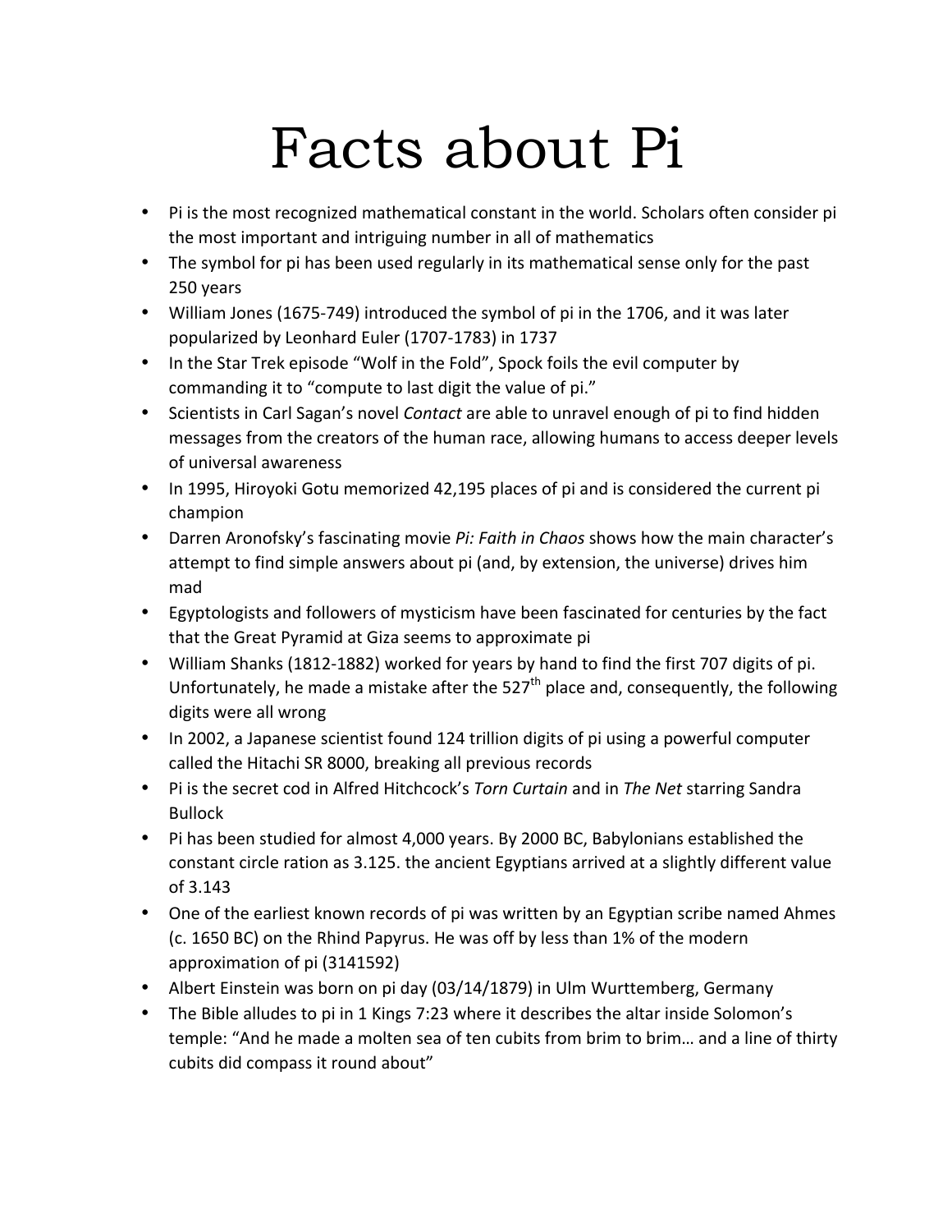# Facts about Pi

- Pi is the most recognized mathematical constant in the world. Scholars often consider pi the most important and intriguing number in all of mathematics
- The symbol for pi has been used regularly in its mathematical sense only for the past 250 years
- William Jones (1675-749) introduced the symbol of pi in the 1706, and it was later popularized by Leonhard Euler (1707-1783) in 1737
- In the Star Trek episode "Wolf in the Fold", Spock foils the evil computer by commanding it to "compute to last digit the value of pi."
- Scientists in Carl Sagan's novel *Contact* are able to unravel enough of pi to find hidden messages from the creators of the human race, allowing humans to access deeper levels of universal awareness
- In 1995, Hiroyoki Gotu memorized 42,195 places of pi and is considered the current pi champion
- Darren Aronofsky's fascinating movie *Pi: Faith in Chaos* shows how the main character's attempt to find simple answers about pi (and, by extension, the universe) drives him mad
- Egyptologists and followers of mysticism have been fascinated for centuries by the fact that the Great Pyramid at Giza seems to approximate pi
- William Shanks (1812-1882) worked for years by hand to find the first 707 digits of pi. Unfortunately, he made a mistake after the $527^{th}$ place and, consequently, the following digits were all wrong
- In 2002, a Japanese scientist found 124 trillion digits of pi using a powerful computer called the Hitachi SR 8000, breaking all previous records
- Pi is the secret cod in Alfred Hitchcock's *Torn Curtain* and in *The Net* starring Sandra Bullock
- Pi has been studied for almost 4,000 years. By 2000 BC, Babylonians established the constant circle ration as 3.125. the ancient Egyptians arrived at a slightly different value of 3.143
- One of the earliest known records of pi was written by an Egyptian scribe named Ahmes (c. 1650 BC) on the Rhind Papyrus. He was off by less than 1% of the modern approximation of pi (3141592)
- Albert Einstein was born on pi day (03/14/1879) in Ulm Wurttemberg, Germany
- The Bible alludes to pi in 1 Kings 7:23 where it describes the altar inside Solomon's temple: "And he made a molten sea of ten cubits from brim to brim… and a line of thirty cubits did compass it round about"